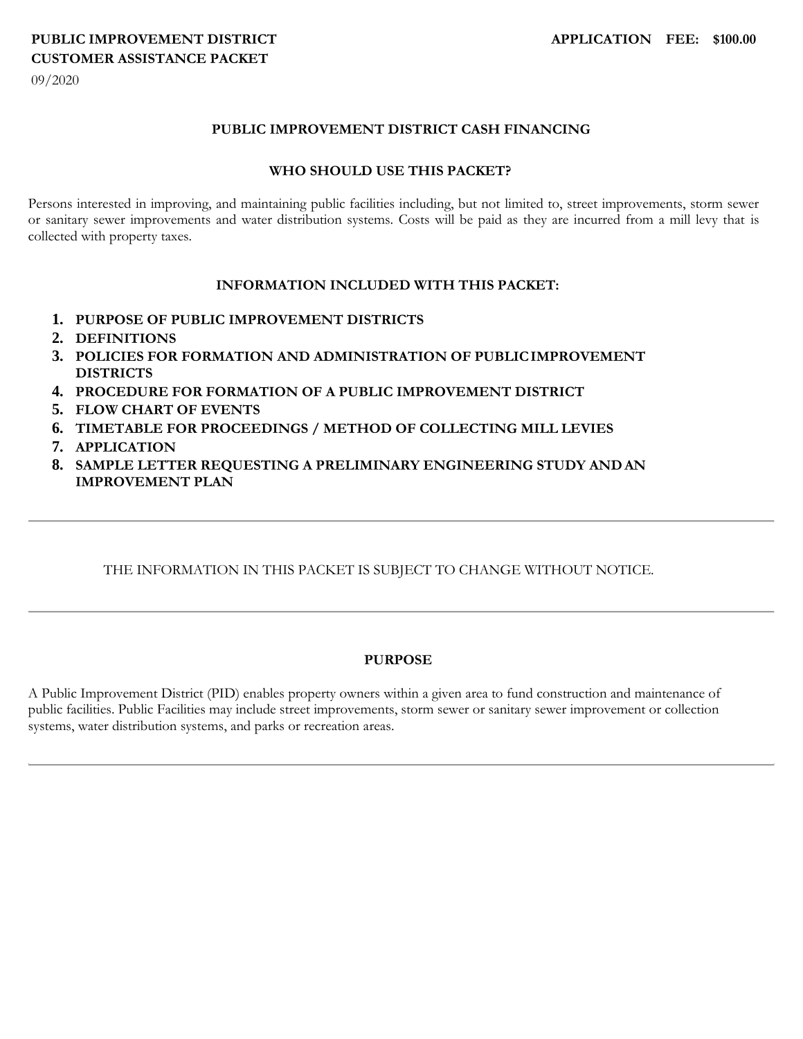**PUBLIC IMPROVEMENT DISTRICT**
**CUSTOMER ASSISTANCE PACKET**
09/2020

**APPLICATION FEE: $100.00**

## PUBLIC IMPROVEMENT DISTRICT CASH FINANCING

### WHO SHOULD USE THIS PACKET?

Persons interested in improving, and maintaining public facilities including, but not limited to, street improvements, storm sewer or sanitary sewer improvements and water distribution systems. Costs will be paid as they are incurred from a mill levy that is collected with property taxes.

### INFORMATION INCLUDED WITH THIS PACKET:

1. **PURPOSE OF PUBLIC IMPROVEMENT DISTRICTS**
2. **DEFINITIONS**
3. **POLICIES FOR FORMATION AND ADMINISTRATION OF PUBLIC IMPROVEMENT DISTRICTS**
4. **PROCEDURE FOR FORMATION OF A PUBLIC IMPROVEMENT DISTRICT**
5. **FLOW CHART OF EVENTS**
6. **TIMETABLE FOR PROCEEDINGS / METHOD OF COLLECTING MILL LEVIES**
7. **APPLICATION**
8. **SAMPLE LETTER REQUESTING A PRELIMINARY ENGINEERING STUDY AND AN IMPROVEMENT PLAN**

---

THE INFORMATION IN THIS PACKET IS SUBJECT TO CHANGE WITHOUT NOTICE.

---

### PURPOSE

A Public Improvement District (PID) enables property owners within a given area to fund construction and maintenance of public facilities. Public Facilities may include street improvements, storm sewer or sanitary sewer improvement or collection systems, water distribution systems, and parks or recreation areas.

---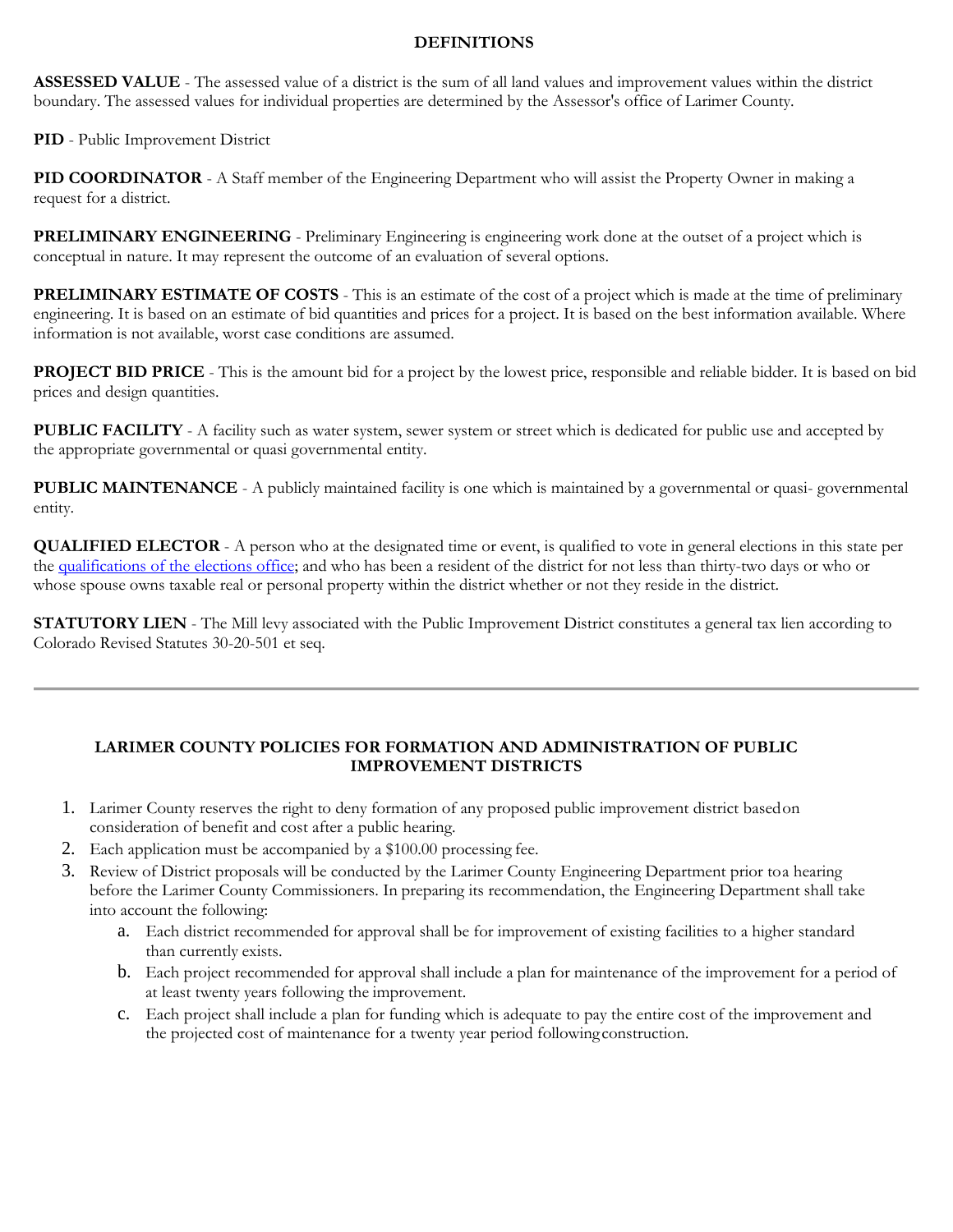## DEFINITIONS

**ASSESSED VALUE** - The assessed value of a district is the sum of all land values and improvement values within the district boundary. The assessed values for individual properties are determined by the Assessor's office of Larimer County.

**PID** - Public Improvement District

**PID COORDINATOR** - A Staff member of the Engineering Department who will assist the Property Owner in making a request for a district.

**PRELIMINARY ENGINEERING** - Preliminary Engineering is engineering work done at the outset of a project which is conceptual in nature. It may represent the outcome of an evaluation of several options.

**PRELIMINARY ESTIMATE OF COSTS** - This is an estimate of the cost of a project which is made at the time of preliminary engineering. It is based on an estimate of bid quantities and prices for a project. It is based on the best information available. Where information is not available, worst case conditions are assumed.

**PROJECT BID PRICE** - This is the amount bid for a project by the lowest price, responsible and reliable bidder. It is based on bid prices and design quantities.

**PUBLIC FACILITY** - A facility such as water system, sewer system or street which is dedicated for public use and accepted by the appropriate governmental or quasi governmental entity.

**PUBLIC MAINTENANCE** - A publicly maintained facility is one which is maintained by a governmental or quasi- governmental entity.

**QUALIFIED ELECTOR** - A person who at the designated time or event, is qualified to vote in general elections in this state per the qualifications of the elections office; and who has been a resident of the district for not less than thirty-two days or who or whose spouse owns taxable real or personal property within the district whether or not they reside in the district.

**STATUTORY LIEN** - The Mill levy associated with the Public Improvement District constitutes a general tax lien according to Colorado Revised Statutes 30-20-501 et seq.

---

## LARIMER COUNTY POLICIES FOR FORMATION AND ADMINISTRATION OF PUBLIC IMPROVEMENT DISTRICTS

1. Larimer County reserves the right to deny formation of any proposed public improvement district based on consideration of benefit and cost after a public hearing.
2. Each application must be accompanied by a $100.00 processing fee.
3. Review of District proposals will be conducted by the Larimer County Engineering Department prior to a hearing before the Larimer County Commissioners. In preparing its recommendation, the Engineering Department shall take into account the following:
    a. Each district recommended for approval shall be for improvement of existing facilities to a higher standard than currently exists.
    b. Each project recommended for approval shall include a plan for maintenance of the improvement for a period of at least twenty years following the improvement.
    c. Each project shall include a plan for funding which is adequate to pay the entire cost of the improvement and the projected cost of maintenance for a twenty year period following construction.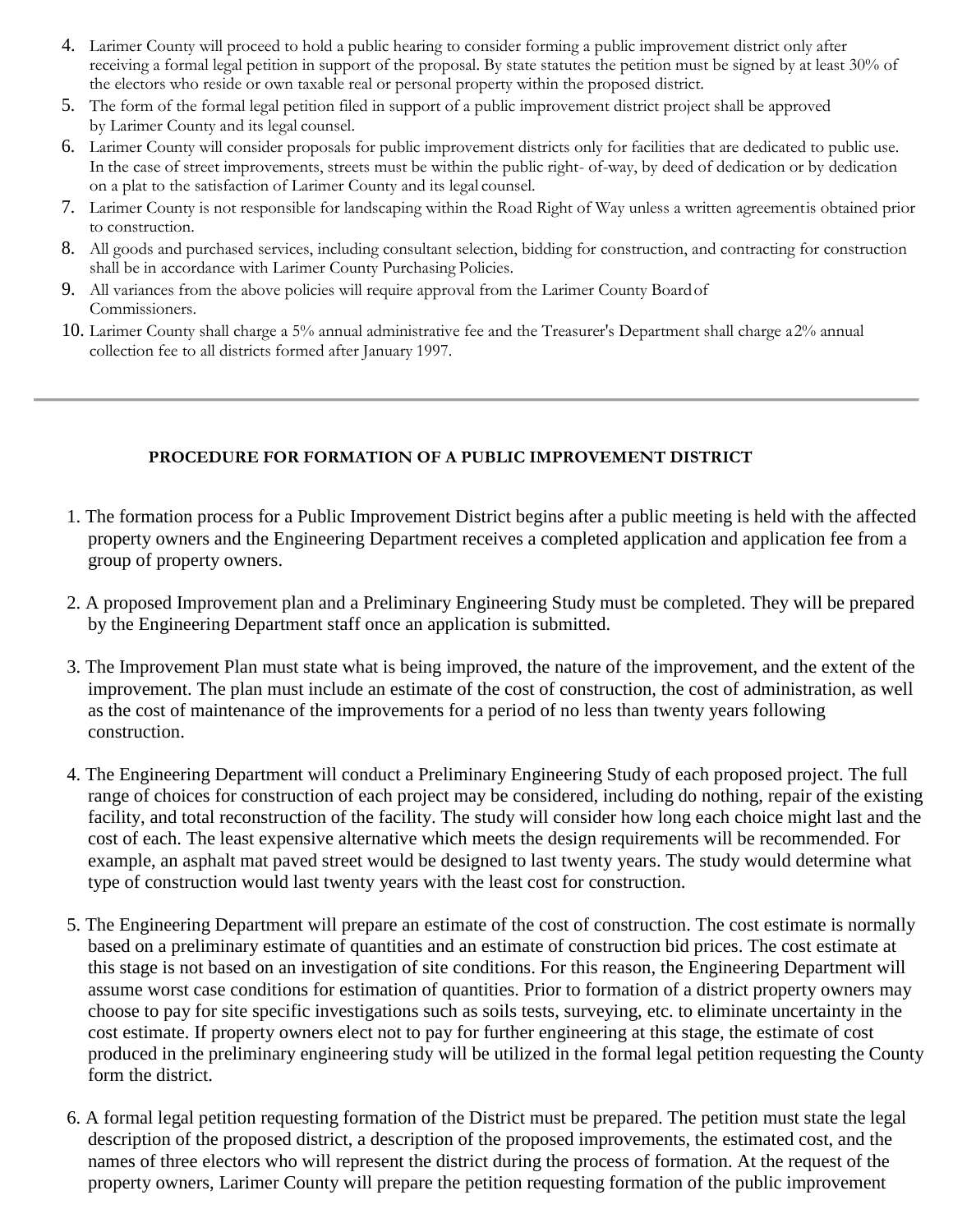4. Larimer County will proceed to hold a public hearing to consider forming a public improvement district only after receiving a formal legal petition in support of the proposal. By state statutes the petition must be signed by at least 30% of the electors who reside or own taxable real or personal property within the proposed district.
5. The form of the formal legal petition filed in support of a public improvement district project shall be approved by Larimer County and its legal counsel.
6. Larimer County will consider proposals for public improvement districts only for facilities that are dedicated to public use. In the case of street improvements, streets must be within the public right- of-way, by deed of dedication or by dedication on a plat to the satisfaction of Larimer County and its legal counsel.
7. Larimer County is not responsible for landscaping within the Road Right of Way unless a written agreementis obtained prior to construction.
8. All goods and purchased services, including consultant selection, bidding for construction, and contracting for construction shall be in accordance with Larimer County Purchasing Policies.
9. All variances from the above policies will require approval from the Larimer County Boardof Commissioners.
10. Larimer County shall charge a 5% annual administrative fee and the Treasurer's Department shall charge a2% annual collection fee to all districts formed after January 1997.

---

**PROCEDURE FOR FORMATION OF A PUBLIC IMPROVEMENT DISTRICT**

1. The formation process for a Public Improvement District begins after a public meeting is held with the affected property owners and the Engineering Department receives a completed application and application fee from a group of property owners.

2. A proposed Improvement plan and a Preliminary Engineering Study must be completed. They will be prepared by the Engineering Department staff once an application is submitted.

3. The Improvement Plan must state what is being improved, the nature of the improvement, and the extent of the improvement. The plan must include an estimate of the cost of construction, the cost of administration, as well as the cost of maintenance of the improvements for a period of no less than twenty years following construction.

4. The Engineering Department will conduct a Preliminary Engineering Study of each proposed project. The full range of choices for construction of each project may be considered, including do nothing, repair of the existing facility, and total reconstruction of the facility. The study will consider how long each choice might last and the cost of each. The least expensive alternative which meets the design requirements will be recommended. For example, an asphalt mat paved street would be designed to last twenty years. The study would determine what type of construction would last twenty years with the least cost for construction.

5. The Engineering Department will prepare an estimate of the cost of construction. The cost estimate is normally based on a preliminary estimate of quantities and an estimate of construction bid prices. The cost estimate at this stage is not based on an investigation of site conditions. For this reason, the Engineering Department will assume worst case conditions for estimation of quantities. Prior to formation of a district property owners may choose to pay for site specific investigations such as soils tests, surveying, etc. to eliminate uncertainty in the cost estimate. If property owners elect not to pay for further engineering at this stage, the estimate of cost produced in the preliminary engineering study will be utilized in the formal legal petition requesting the County form the district.

6. A formal legal petition requesting formation of the District must be prepared. The petition must state the legal description of the proposed district, a description of the proposed improvements, the estimated cost, and the names of three electors who will represent the district during the process of formation. At the request of the property owners, Larimer County will prepare the petition requesting formation of the public improvement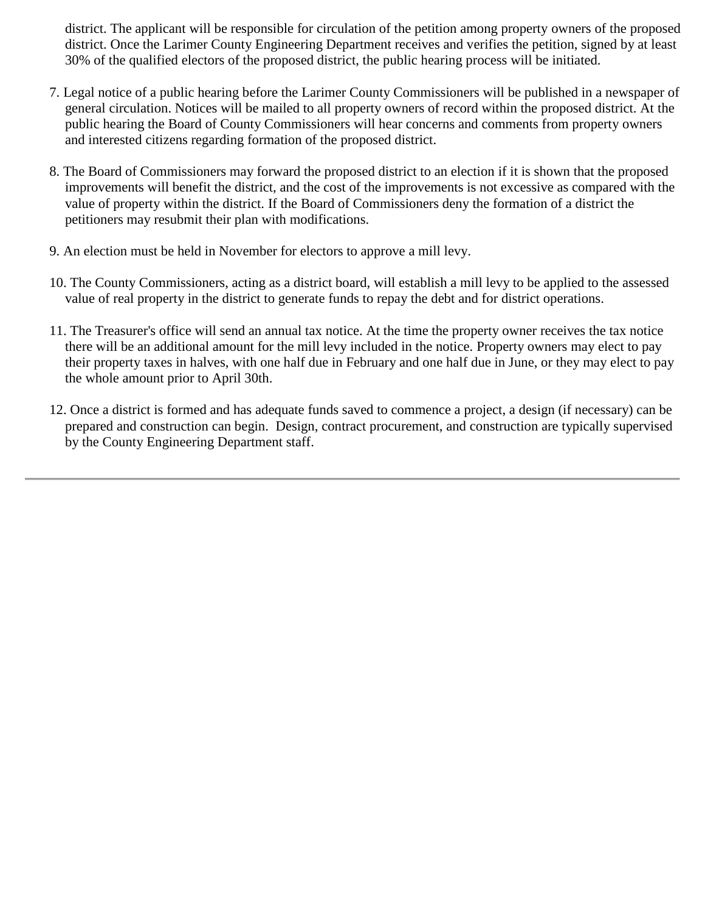district. The applicant will be responsible for circulation of the petition among property owners of the proposed district. Once the Larimer County Engineering Department receives and verifies the petition, signed by at least 30% of the qualified electors of the proposed district, the public hearing process will be initiated.

7. Legal notice of a public hearing before the Larimer County Commissioners will be published in a newspaper of general circulation. Notices will be mailed to all property owners of record within the proposed district. At the public hearing the Board of County Commissioners will hear concerns and comments from property owners and interested citizens regarding formation of the proposed district.

8. The Board of Commissioners may forward the proposed district to an election if it is shown that the proposed improvements will benefit the district, and the cost of the improvements is not excessive as compared with the value of property within the district. If the Board of Commissioners deny the formation of a district the petitioners may resubmit their plan with modifications.

9. An election must be held in November for electors to approve a mill levy.

10. The County Commissioners, acting as a district board, will establish a mill levy to be applied to the assessed value of real property in the district to generate funds to repay the debt and for district operations.

11. The Treasurer's office will send an annual tax notice. At the time the property owner receives the tax notice there will be an additional amount for the mill levy included in the notice. Property owners may elect to pay their property taxes in halves, with one half due in February and one half due in June, or they may elect to pay the whole amount prior to April 30th.

12. Once a district is formed and has adequate funds saved to commence a project, a design (if necessary) can be prepared and construction can begin. Design, contract procurement, and construction are typically supervised by the County Engineering Department staff.

---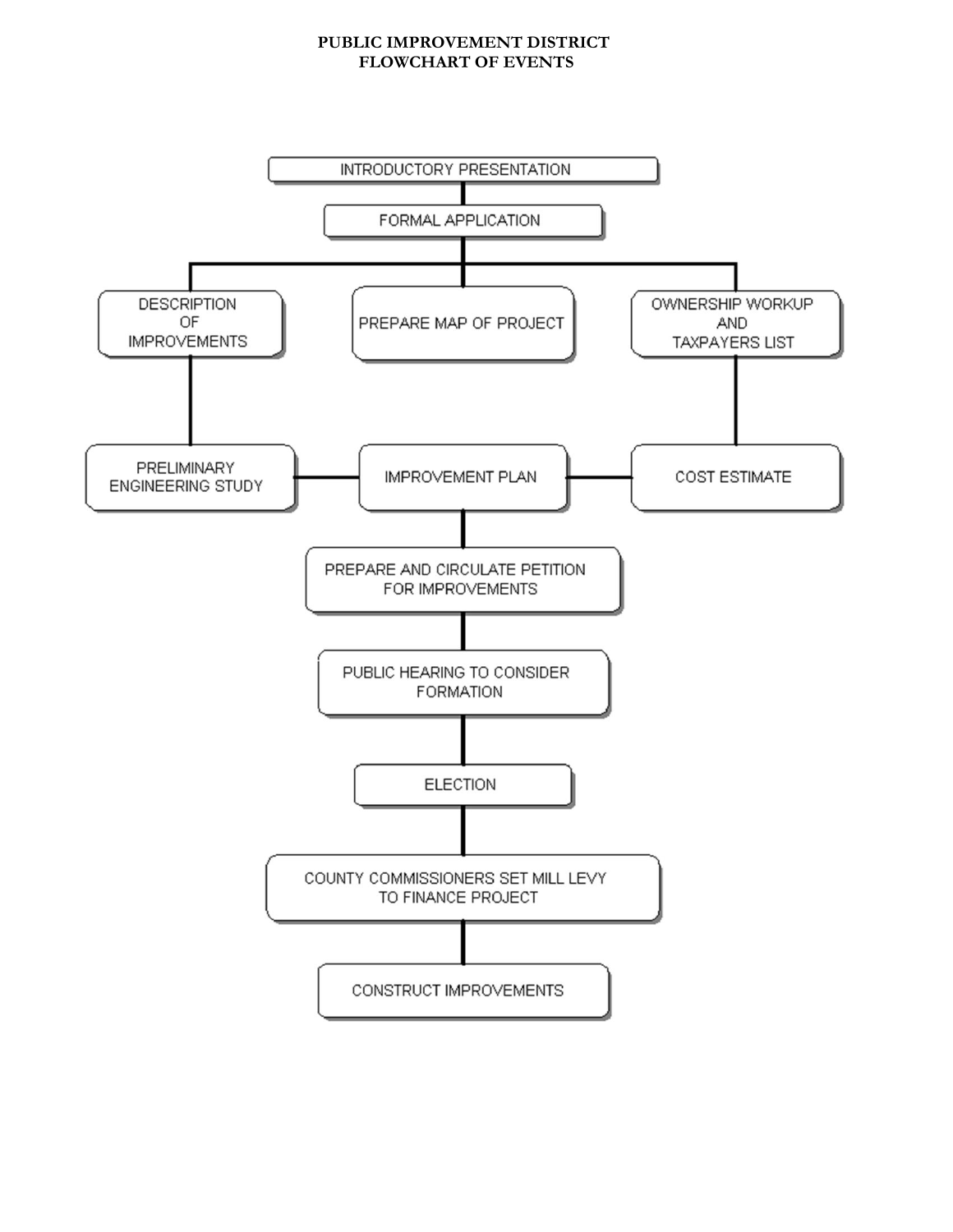# PUBLIC IMPROVEMENT DISTRICT FLOWCHART OF EVENTS

- INTRODUCTORY PRESENTATION
- FORMAL APPLICATION
  - DESCRIPTION OF IMPROVEMENTS
    - PRELIMINARY ENGINEERING STUDY
  - PREPARE MAP OF PROJECT
  - OWNERSHIP WORKUP AND TAXPAYERS LIST
    - COST ESTIMATE
- IMPROVEMENT PLAN (connected to PRELIMINARY ENGINEERING STUDY and COST ESTIMATE)
- PREPARE AND CIRCULATE PETITION FOR IMPROVEMENTS
- PUBLIC HEARING TO CONSIDER FORMATION
- ELECTION
- COUNTY COMMISSIONERS SET MILL LEVY TO FINANCE PROJECT
- CONSTRUCT IMPROVEMENTS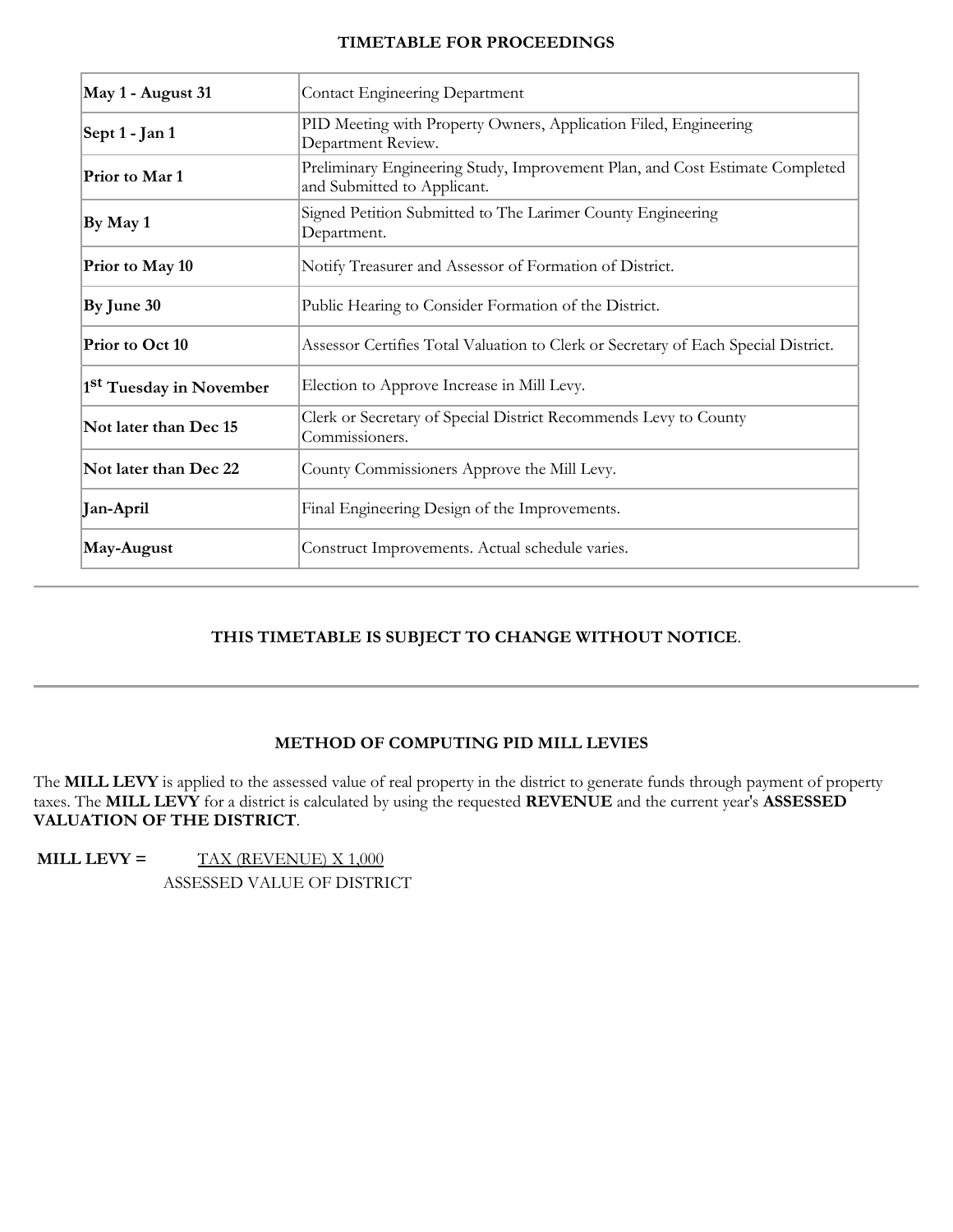## TIMETABLE FOR PROCEEDINGS

| | |
|---|---|
| **May 1 - August 31** | Contact Engineering Department |
| **Sept 1 - Jan 1** | PID Meeting with Property Owners, Application Filed, Engineering Department Review. |
| **Prior to Mar 1** | Preliminary Engineering Study, Improvement Plan, and Cost Estimate Completed and Submitted to Applicant. |
| **By May 1** | Signed Petition Submitted to The Larimer County Engineering Department. |
| **Prior to May 10** | Notify Treasurer and Assessor of Formation of District. |
| **By June 30** | Public Hearing to Consider Formation of the District. |
| **Prior to Oct 10** | Assessor Certifies Total Valuation to Clerk or Secretary of Each Special District. |
| **1st Tuesday in November** | Election to Approve Increase in Mill Levy. |
| **Not later than Dec 15** | Clerk or Secretary of Special District Recommends Levy to County Commissioners. |
| **Not later than Dec 22** | County Commissioners Approve the Mill Levy. |
| **Jan-April** | Final Engineering Design of the Improvements. |
| **May-August** | Construct Improvements. Actual schedule varies. |

---

**THIS TIMETABLE IS SUBJECT TO CHANGE WITHOUT NOTICE**.

---

## METHOD OF COMPUTING PID MILL LEVIES

The **MILL LEVY** is applied to the assessed value of real property in the district to generate funds through payment of property taxes. The **MILL LEVY** for a district is calculated by using the requested **REVENUE** and the current year's **ASSESSED VALUATION OF THE DISTRICT**.

$$\textbf{MILL LEVY} = \frac{\text{TAX (REVENUE)} \times 1{,}000}{\text{ASSESSED VALUE OF DISTRICT}}$$